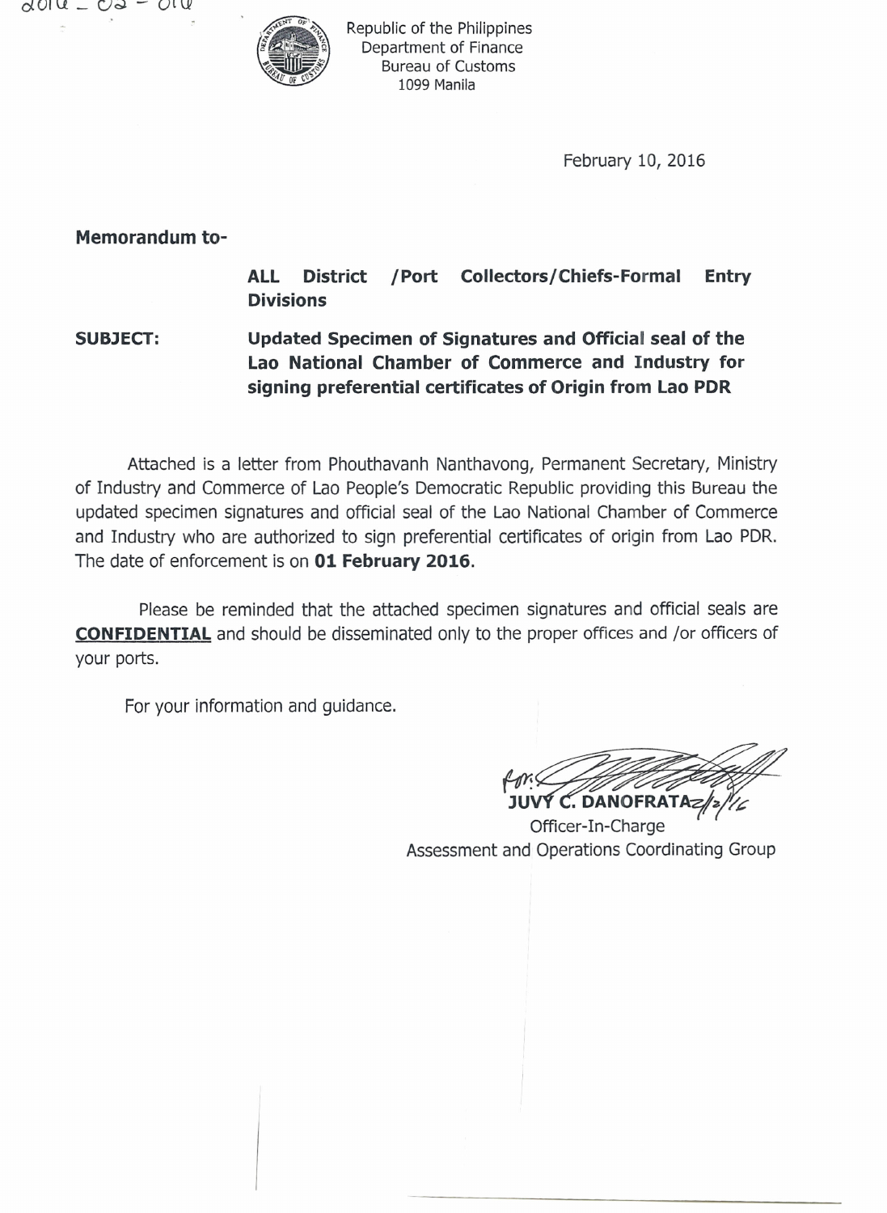2016 – 02 – 010

Republic of the Philippines
Department of Finance
Bureau of Customs
1099 Manila

February 10, 2016

**Memorandum to-**

**ALL District /Port Collectors/Chiefs-Formal Entry Divisions**

**SUBJECT:** **Updated Specimen of Signatures and Official seal of the Lao National Chamber of Commerce and Industry for signing preferential certificates of Origin from Lao PDR**

Attached is a letter from Phouthavanh Nanthavong, Permanent Secretary, Ministry of Industry and Commerce of Lao People's Democratic Republic providing this Bureau the updated specimen signatures and official seal of the Lao National Chamber of Commerce and Industry who are authorized to sign preferential certificates of origin from Lao PDR. The date of enforcement is on **01 February 2016**.

Please be reminded that the attached specimen signatures and official seals are **CONFIDENTIAL** and should be disseminated only to the proper offices and /or officers of your ports.

For your information and guidance.

for: **JUVY C. DANOFRATA** 2/12/16
Officer-In-Charge
Assessment and Operations Coordinating Group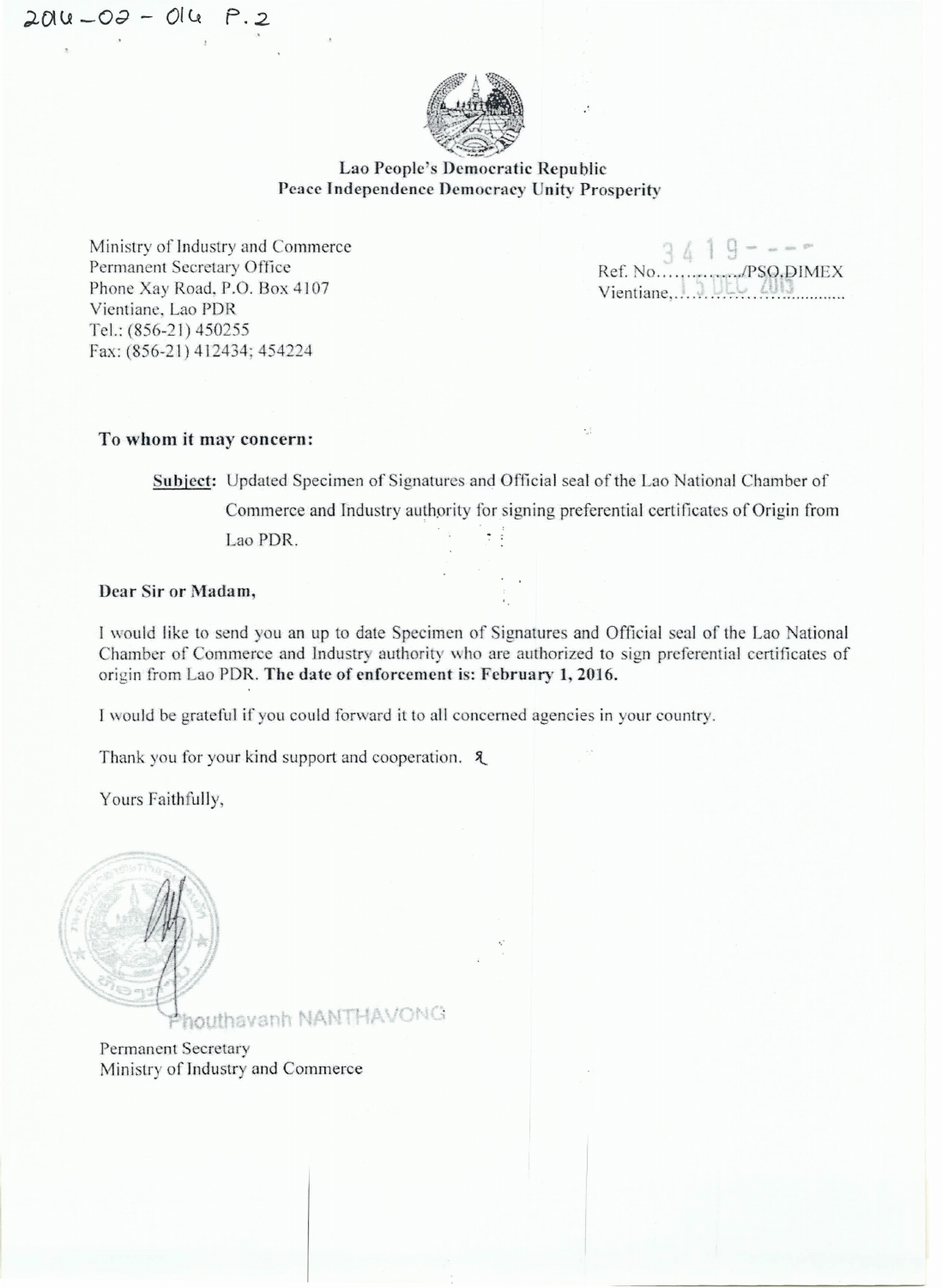2016-02-016 P.2

**Lao People's Democratic Republic**
**Peace Independence Democracy Unity Prosperity**

Ministry of Industry and Commerce
Permanent Secretary Office
Phone Xay Road, P.O. Box 4107
Vientiane, Lao PDR
Tel.: (856-21) 450255
Fax: (856-21) 412434; 454224

Ref. No. 3419---/PSO.DIMEX
Vientiane, 15 DEC 2015

**To whom it may concern:**

**Subject:** Updated Specimen of Signatures and Official seal of the Lao National Chamber of Commerce and Industry authority for signing preferential certificates of Origin from Lao PDR.

**Dear Sir or Madam,**

I would like to send you an up to date Specimen of Signatures and Official seal of the Lao National Chamber of Commerce and Industry authority who are authorized to sign preferential certificates of origin from Lao PDR. **The date of enforcement is: February 1, 2016.**

I would be grateful if you could forward it to all concerned agencies in your country.

Thank you for your kind support and cooperation.

Yours Faithfully,

Phouthavanh NANTHAVONG

Permanent Secretary
Ministry of Industry and Commerce